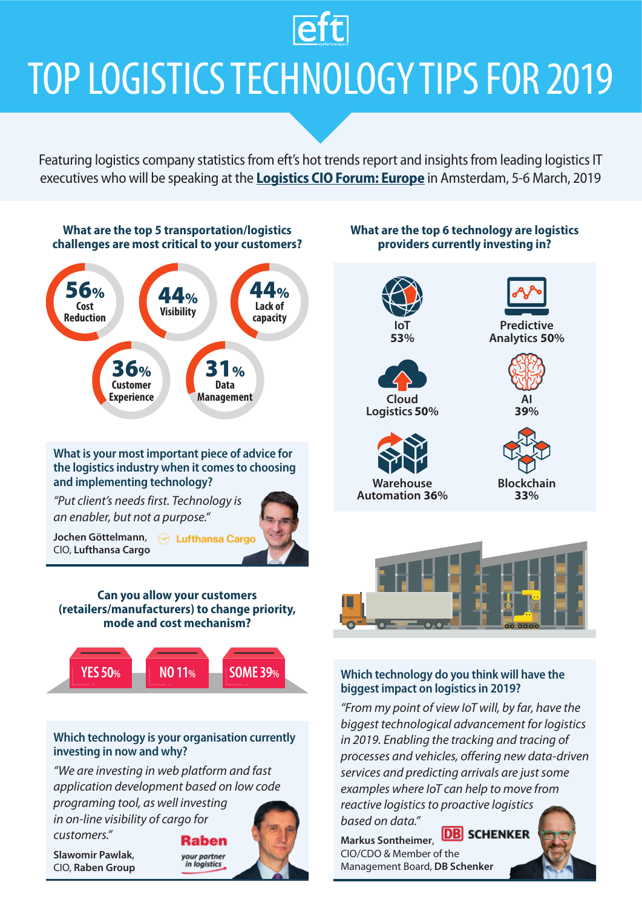eft

# TOP LOGISTICS TECHNOLOGY TIPS FOR 2019

Featuring logistics company statistics from eft's hot trends report and insights from leading logistics IT executives who will be speaking at the **Logistics CIO Forum: Europe** in Amsterdam, 5-6 March, 2019

## What are the top 5 transportation/logistics challenges are most critical to your customers?

- **56%** Cost Reduction
- **44%** Visibility
- **44%** Lack of capacity
- **36%** Customer Experience
- **31%** Data Management

## What are the top 6 technology are logistics providers currently investing in?

- IoT **53%**
- Predictive Analytics **50%**
- Cloud Logistics **50%**
- AI **39%**
- Warehouse Automation **36%**
- Blockchain **33%**

## What is your most important piece of advice for the logistics industry when it comes to choosing and implementing technology?

*"Put client's needs first. Technology is an enabler, but not a purpose."*

**Jochen Göttelmann**, CIO, **Lufthansa Cargo**

Lufthansa Cargo

## Can you allow your customers (retailers/manufacturers) to change priority, mode and cost mechanism?

- YES 50%
- NO 11%
- SOME 39%

## Which technology do you think will have the biggest impact on logistics in 2019?

*"From my point of view IoT will, by far, have the biggest technological advancement for logistics in 2019. Enabling the tracking and tracing of processes and vehicles, offering new data-driven services and predicting arrivals are just some examples where IoT can help to move from reactive logistics to proactive logistics based on data."*

**Markus Sontheimer**, CIO/CDO & Member of the Management Board, **DB Schenker**

DB SCHENKER

## Which technology is your organisation currently investing in now and why?

*"We are investing in web platform and fast application development based on low code programing tool, as well investing in on-line visibility of cargo for customers."*

**Slawomir Pawlak**, CIO, **Raben Group**

Raben *your partner in logistics*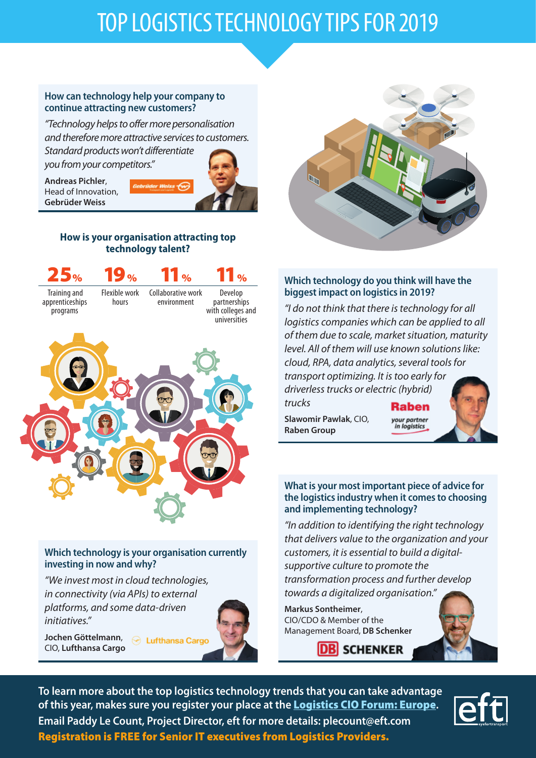# TOP LOGISTICS TECHNOLOGY TIPS FOR 2019

### How can technology help your company to continue attracting new customers?

*"Technology helps to offer more personalisation and therefore more attractive services to customers. Standard products won't differentiate you from your competitors."*

**Andreas Pichler**, Head of Innovation, **Gebrüder Weiss**

### How is your organisation attracting top technology talent?

25%
Training and apprenticeships programs

19%
Flexible work hours

11%
Collaborative work environment

11%
Develop partnerships with colleges and universities

### Which technology is your organisation currently investing in now and why?

*"We invest most in cloud technologies, in connectivity (via APIs) to external platforms, and some data-driven initiatives."*

**Jochen Göttelmann**, CIO, **Lufthansa Cargo**

### Which technology do you think will have the biggest impact on logistics in 2019?

*"I do not think that there is technology for all logistics companies which can be applied to all of them due to scale, market situation, maturity level. All of them will use known solutions like: cloud, RPA, data analytics, several tools for transport optimizing. It is too early for driverless trucks or electric (hybrid) trucks*

**Slawomir Pawlak**, CIO, **Raben Group**

### What is your most important piece of advice for the logistics industry when it comes to choosing and implementing technology?

*"In addition to identifying the right technology that delivers value to the organization and your customers, it is essential to build a digital-supportive culture to promote the transformation process and further develop towards a digitalized organisation."*

**Markus Sontheimer**, CIO/CDO & Member of the Management Board, **DB Schenker**

**To learn more about the top logistics technology trends that you can take advantage of this year, makes sure you register your place at the Logistics CIO Forum: Europe. Email Paddy Le Count, Project Director, eft for more details: plecount@eft.com**

**Registration is FREE for Senior IT executives from Logistics Providers.**